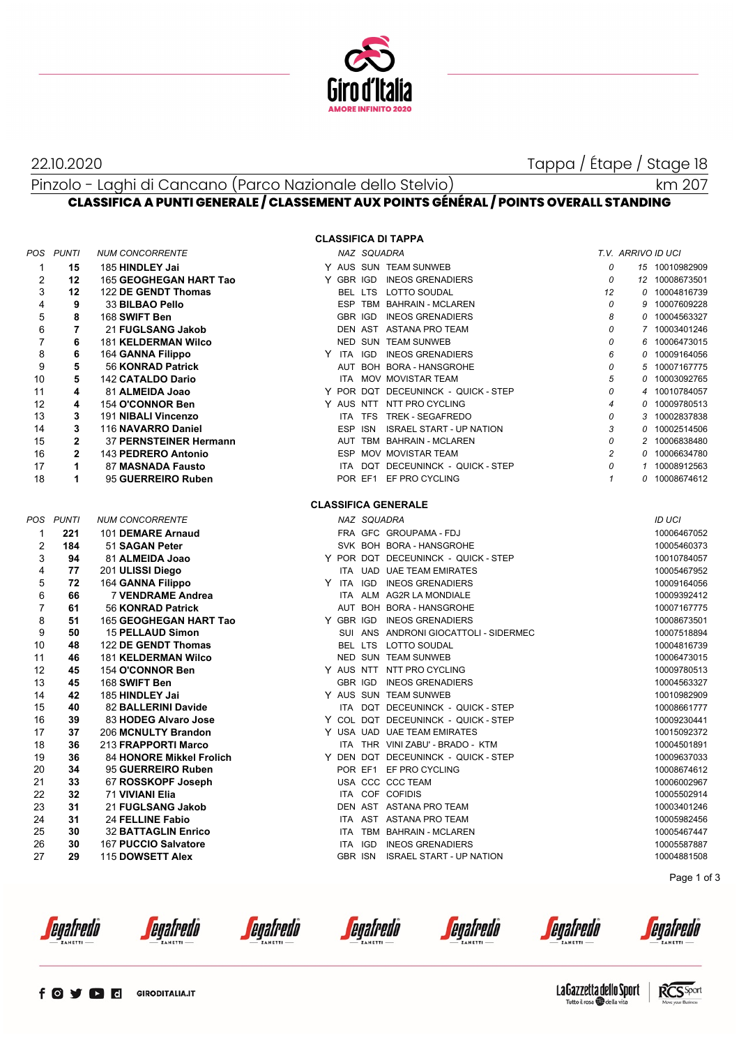22.10.2020

Tappa / Étape / Stage 18

Pinzolo - Laghi di Cancano (Parco Nazionale dello Stelvio) km 207

## CLASSIFICA A PUNTI GENERALE / CLASSEMENT AUX POINTS GÉNÉRAL / POINTS OVERALL STANDING

### CLASSIFICA DI TAPPA

| POS | PUNTI | NUM CONCORRENTE | | NAZ | SQUADRA | | T.V. | ARRIVO | ID UCI |
|---|---|---|---|---|---|---|---|---|---|
| 1 | **15** | 185 **HINDLEY Jai** | Y | AUS | SUN | TEAM SUNWEB | 0 | 15 | 10010982909 |
| 2 | **12** | 165 **GEOGHEGAN HART Tao** | Y | GBR | IGD | INEOS GRENADIERS | 0 | 12 | 10008673501 |
| 3 | **12** | 122 **DE GENDT Thomas** | | BEL | LTS | LOTTO SOUDAL | 12 | 0 | 10004816739 |
| 4 | **9** | 33 **BILBAO Pello** | | ESP | TBM | BAHRAIN - MCLAREN | 0 | 9 | 10007609228 |
| 5 | **8** | 168 **SWIFT Ben** | | GBR | IGD | INEOS GRENADIERS | 8 | 0 | 10004563327 |
| 6 | **7** | 21 **FUGLSANG Jakob** | | DEN | AST | ASTANA PRO TEAM | 0 | 7 | 10003401246 |
| 7 | **6** | 181 **KELDERMAN Wilco** | | NED | SUN | TEAM SUNWEB | 0 | 6 | 10006473015 |
| 8 | **6** | 164 **GANNA Filippo** | Y | ITA | IGD | INEOS GRENADIERS | 6 | 0 | 10009164056 |
| 9 | **5** | 56 **KONRAD Patrick** | | AUT | BOH | BORA - HANSGROHE | 0 | 5 | 10007167775 |
| 10 | **5** | 142 **CATALDO Dario** | | ITA | MOV | MOVISTAR TEAM | 5 | 0 | 10003092765 |
| 11 | **4** | 81 **ALMEIDA Joao** | Y | POR | DQT | DECEUNINCK - QUICK - STEP | 0 | 4 | 10010784057 |
| 12 | **4** | 154 **O'CONNOR Ben** | Y | AUS | NTT | NTT PRO CYCLING | 4 | 0 | 10009780513 |
| 13 | **3** | 191 **NIBALI Vincenzo** | | ITA | TFS | TREK - SEGAFREDO | 0 | 3 | 10002837838 |
| 14 | **3** | 116 **NAVARRO Daniel** | | ESP | ISN | ISRAEL START - UP NATION | 3 | 0 | 10002514506 |
| 15 | **2** | 37 **PERNSTEINER Hermann** | | AUT | TBM | BAHRAIN - MCLAREN | 0 | 2 | 10006838480 |
| 16 | **2** | 143 **PEDRERO Antonio** | | ESP | MOV | MOVISTAR TEAM | 2 | 0 | 10006634780 |
| 17 | **1** | 87 **MASNADA Fausto** | | ITA | DQT | DECEUNINCK - QUICK - STEP | 0 | 1 | 10008912563 |
| 18 | **1** | 95 **GUERREIRO Ruben** | | POR | EF1 | EF PRO CYCLING | 1 | 0 | 10008674612 |

### CLASSIFICA GENERALE

| POS | PUNTI | NUM CONCORRENTE | | NAZ | SQUADRA | | ID UCI |
|---|---|---|---|---|---|---|---|
| 1 | **221** | 101 **DEMARE Arnaud** | | FRA | GFC | GROUPAMA - FDJ | 10006467052 |
| 2 | **184** | 51 **SAGAN Peter** | | SVK | BOH | BORA - HANSGROHE | 10005460373 |
| 3 | **94** | 81 **ALMEIDA Joao** | Y | POR | DQT | DECEUNINCK - QUICK - STEP | 10010784057 |
| 4 | **77** | 201 **ULISSI Diego** | | ITA | UAD | UAE TEAM EMIRATES | 10005467952 |
| 5 | **72** | 164 **GANNA Filippo** | Y | ITA | IGD | INEOS GRENADIERS | 10009164056 |
| 6 | **66** | 7 **VENDRAME Andrea** | | ITA | ALM | AG2R LA MONDIALE | 10009392412 |
| 7 | **61** | 56 **KONRAD Patrick** | | AUT | BOH | BORA - HANSGROHE | 10007167775 |
| 8 | **51** | 165 **GEOGHEGAN HART Tao** | Y | GBR | IGD | INEOS GRENADIERS | 10008673501 |
| 9 | **50** | 15 **PELLAUD Simon** | | SUI | ANS | ANDRONI GIOCATTOLI - SIDERMEC | 10007518894 |
| 10 | **48** | 122 **DE GENDT Thomas** | | BEL | LTS | LOTTO SOUDAL | 10004816739 |
| 11 | **46** | 181 **KELDERMAN Wilco** | | NED | SUN | TEAM SUNWEB | 10006473015 |
| 12 | **45** | 154 **O'CONNOR Ben** | Y | AUS | NTT | NTT PRO CYCLING | 10009780513 |
| 13 | **45** | 168 **SWIFT Ben** | | GBR | IGD | INEOS GRENADIERS | 10004563327 |
| 14 | **42** | 185 **HINDLEY Jai** | Y | AUS | SUN | TEAM SUNWEB | 10010982909 |
| 15 | **40** | 82 **BALLERINI Davide** | | ITA | DQT | DECEUNINCK - QUICK - STEP | 10008661777 |
| 16 | **39** | 83 **HODEG Alvaro Jose** | Y | COL | DQT | DECEUNINCK - QUICK - STEP | 10009230441 |
| 17 | **37** | 206 **MCNULTY Brandon** | Y | USA | UAD | UAE TEAM EMIRATES | 10015092372 |
| 18 | **36** | 213 **FRAPPORTI Marco** | | ITA | THR | VINI ZABU' - BRADO - KTM | 10004501891 |
| 19 | **36** | 84 **HONORE Mikkel Frolich** | Y | DEN | DQT | DECEUNINCK - QUICK - STEP | 10009637033 |
| 20 | **34** | 95 **GUERREIRO Ruben** | | POR | EF1 | EF PRO CYCLING | 10008674612 |
| 21 | **33** | 67 **ROSSKOPF Joseph** | | USA | CCC | CCC TEAM | 10006002967 |
| 22 | **32** | 71 **VIVIANI Elia** | | ITA | COF | COFIDIS | 10005502914 |
| 23 | **31** | 21 **FUGLSANG Jakob** | | DEN | AST | ASTANA PRO TEAM | 10003401246 |
| 24 | **31** | 24 **FELLINE Fabio** | | ITA | AST | ASTANA PRO TEAM | 10005982456 |
| 25 | **30** | 32 **BATTAGLIN Enrico** | | ITA | TBM | BAHRAIN - MCLAREN | 10005467447 |
| 26 | **30** | 167 **PUCCIO Salvatore** | | ITA | IGD | INEOS GRENADIERS | 10005587887 |
| 27 | **29** | 115 **DOWSETT Alex** | | GBR | ISN | ISRAEL START - UP NATION | 10004881508 |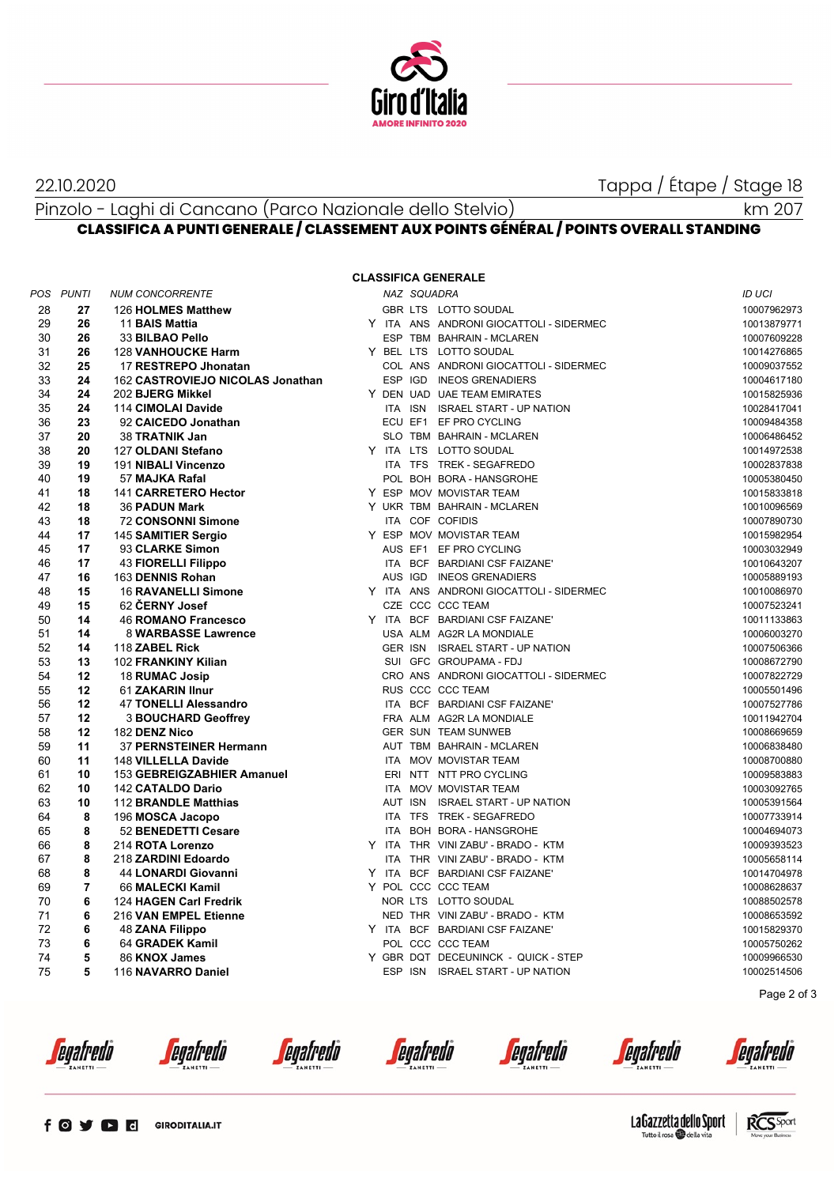22.10.2020

Tappa / Étape / Stage 18

Pinzolo - Laghi di Cancano (Parco Nazionale dello Stelvio) km 207

## CLASSIFICA A PUNTI GENERALE / CLASSEMENT AUX POINTS GÉNÉRAL / POINTS OVERALL STANDING

### CLASSIFICA GENERALE

| POS | PUNTI | NUM | CONCORRENTE | | NAZ | SQUADRA | | ID UCI |
|---|---|---|---|---|---|---|---|---|
| 28 | 27 | 126 | HOLMES Matthew | | GBR | LTS | LOTTO SOUDAL | 10007962973 |
| 29 | 26 | 11 | BAIS Mattia | Y | ITA | ANS | ANDRONI GIOCATTOLI - SIDERMEC | 10013879771 |
| 30 | 26 | 33 | BILBAO Pello | | ESP | TBM | BAHRAIN - MCLAREN | 10007609228 |
| 31 | 26 | 128 | VANHOUCKE Harm | Y | BEL | LTS | LOTTO SOUDAL | 10014276865 |
| 32 | 25 | 17 | RESTREPO Jhonatan | | COL | ANS | ANDRONI GIOCATTOLI - SIDERMEC | 10009037552 |
| 33 | 24 | 162 | CASTROVIEJO NICOLAS Jonathan | | ESP | IGD | INEOS GRENADIERS | 10004617180 |
| 34 | 24 | 202 | BJERG Mikkel | Y | DEN | UAD | UAE TEAM EMIRATES | 10015825936 |
| 35 | 24 | 114 | CIMOLAI Davide | | ITA | ISN | ISRAEL START - UP NATION | 10028417041 |
| 36 | 23 | 92 | CAICEDO Jonathan | | ECU | EF1 | EF PRO CYCLING | 10009484358 |
| 37 | 20 | 38 | TRATNIK Jan | | SLO | TBM | BAHRAIN - MCLAREN | 10006486452 |
| 38 | 20 | 127 | OLDANI Stefano | Y | ITA | LTS | LOTTO SOUDAL | 10014972538 |
| 39 | 19 | 191 | NIBALI Vincenzo | | ITA | TFS | TREK - SEGAFREDO | 10002837838 |
| 40 | 19 | 57 | MAJKA Rafal | | POL | BOH | BORA - HANSGROHE | 10005380450 |
| 41 | 18 | 141 | CARRETERO Hector | Y | ESP | MOV | MOVISTAR TEAM | 10015833818 |
| 42 | 18 | 36 | PADUN Mark | Y | UKR | TBM | BAHRAIN - MCLAREN | 10010096569 |
| 43 | 18 | 72 | CONSONNI Simone | | ITA | COF | COFIDIS | 10007890730 |
| 44 | 17 | 145 | SAMITIER Sergio | Y | ESP | MOV | MOVISTAR TEAM | 10015982954 |
| 45 | 17 | 93 | CLARKE Simon | | AUS | EF1 | EF PRO CYCLING | 10003032949 |
| 46 | 17 | 43 | FIORELLI Filippo | | ITA | BCF | BARDIANI CSF FAIZANE' | 10010643207 |
| 47 | 16 | 163 | DENNIS Rohan | | AUS | IGD | INEOS GRENADIERS | 10005889193 |
| 48 | 15 | 16 | RAVANELLI Simone | Y | ITA | ANS | ANDRONI GIOCATTOLI - SIDERMEC | 10010086970 |
| 49 | 15 | 62 | ČERNY Josef | | CZE | CCC | CCC TEAM | 10007523241 |
| 50 | 14 | 46 | ROMANO Francesco | Y | ITA | BCF | BARDIANI CSF FAIZANE' | 10011133863 |
| 51 | 14 | 8 | WARBASSE Lawrence | | USA | ALM | AG2R LA MONDIALE | 10006003270 |
| 52 | 14 | 118 | ZABEL Rick | | GER | ISN | ISRAEL START - UP NATION | 10007506366 |
| 53 | 13 | 102 | FRANKINY Kilian | | SUI | GFC | GROUPAMA - FDJ | 10008672790 |
| 54 | 12 | 18 | RUMAC Josip | | CRO | ANS | ANDRONI GIOCATTOLI - SIDERMEC | 10007822729 |
| 55 | 12 | 61 | ZAKARIN Ilnur | | RUS | CCC | CCC TEAM | 10005501496 |
| 56 | 12 | 47 | TONELLI Alessandro | | ITA | BCF | BARDIANI CSF FAIZANE' | 10007527786 |
| 57 | 12 | 3 | BOUCHARD Geoffrey | | FRA | ALM | AG2R LA MONDIALE | 10011942704 |
| 58 | 12 | 182 | DENZ Nico | | GER | SUN | TEAM SUNWEB | 10008669659 |
| 59 | 11 | 37 | PERNSTEINER Hermann | | AUT | TBM | BAHRAIN - MCLAREN | 10006838480 |
| 60 | 11 | 148 | VILLELLA Davide | | ITA | MOV | MOVISTAR TEAM | 10008700880 |
| 61 | 10 | 153 | GEBREIGZABHIER Amanuel | | ERI | NTT | NTT PRO CYCLING | 10009583883 |
| 62 | 10 | 142 | CATALDO Dario | | ITA | MOV | MOVISTAR TEAM | 10003092765 |
| 63 | 10 | 112 | BRANDLE Matthias | | AUT | ISN | ISRAEL START - UP NATION | 10005391564 |
| 64 | 8 | 196 | MOSCA Jacopo | | ITA | TFS | TREK - SEGAFREDO | 10007733914 |
| 65 | 8 | 52 | BENEDETTI Cesare | | ITA | BOH | BORA - HANSGROHE | 10004694073 |
| 66 | 8 | 214 | ROTA Lorenzo | Y | ITA | THR | VINI ZABU' - BRADO - KTM | 10009393523 |
| 67 | 8 | 218 | ZARDINI Edoardo | | ITA | THR | VINI ZABU' - BRADO - KTM | 10005658114 |
| 68 | 8 | 44 | LONARDI Giovanni | Y | ITA | BCF | BARDIANI CSF FAIZANE' | 10014704978 |
| 69 | 7 | 66 | MALECKI Kamil | Y | POL | CCC | CCC TEAM | 10008628637 |
| 70 | 6 | 124 | HAGEN Carl Fredrik | | NOR | LTS | LOTTO SOUDAL | 10088502578 |
| 71 | 6 | 216 | VAN EMPEL Etienne | | NED | THR | VINI ZABU' - BRADO - KTM | 10008653592 |
| 72 | 6 | 48 | ZANA Filippo | Y | ITA | BCF | BARDIANI CSF FAIZANE' | 10015829370 |
| 73 | 6 | 64 | GRADEK Kamil | | POL | CCC | CCC TEAM | 10005750262 |
| 74 | 5 | 86 | KNOX James | Y | GBR | DQT | DECEUNINCK - QUICK - STEP | 10009966530 |
| 75 | 5 | 116 | NAVARRO Daniel | | ESP | ISN | ISRAEL START - UP NATION | 10002514506 |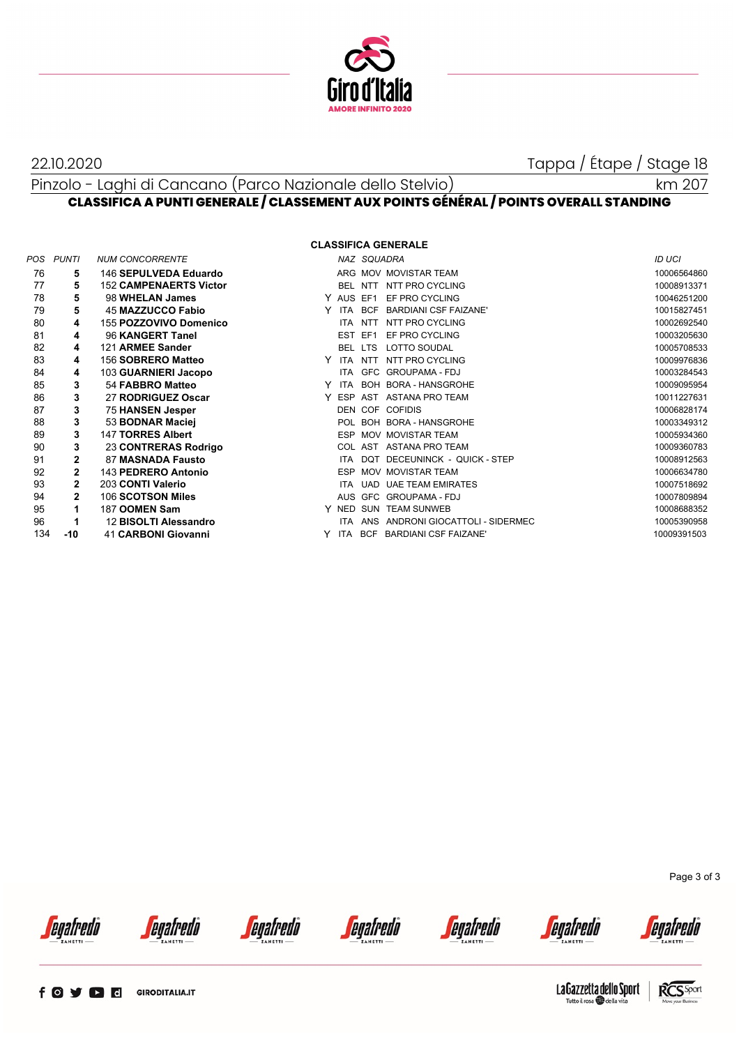22.10.2020

Tappa / Étape / Stage 18

Pinzolo - Laghi di Cancano (Parco Nazionale dello Stelvio)

km 207

## CLASSIFICA A PUNTI GENERALE / CLASSEMENT AUX POINTS GÉNÉRAL / POINTS OVERALL STANDING

### CLASSIFICA GENERALE

| POS | PUNTI | NUM | CONCORRENTE | | NAZ | SQUADRA | | ID UCI |
|---|---|---|---|---|---|---|---|---|
| 76 | 5 | 146 | **SEPULVEDA Eduardo** | | ARG | MOV | MOVISTAR TEAM | 10006564860 |
| 77 | 5 | 152 | **CAMPENAERTS Victor** | | BEL | NTT | NTT PRO CYCLING | 10008913371 |
| 78 | 5 | 98 | **WHELAN James** | Y | AUS | EF1 | EF PRO CYCLING | 10046251200 |
| 79 | 5 | 45 | **MAZZUCCO Fabio** | Y | ITA | BCF | BARDIANI CSF FAIZANE' | 10015827451 |
| 80 | 4 | 155 | **POZZOVIVO Domenico** | | ITA | NTT | NTT PRO CYCLING | 10002692540 |
| 81 | 4 | 96 | **KANGERT Tanel** | | EST | EF1 | EF PRO CYCLING | 10003205630 |
| 82 | 4 | 121 | **ARMEE Sander** | | BEL | LTS | LOTTO SOUDAL | 10005708533 |
| 83 | 4 | 156 | **SOBRERO Matteo** | Y | ITA | NTT | NTT PRO CYCLING | 10009976836 |
| 84 | 4 | 103 | **GUARNIERI Jacopo** | | ITA | GFC | GROUPAMA - FDJ | 10003284543 |
| 85 | 3 | 54 | **FABBRO Matteo** | Y | ITA | BOH | BORA - HANSGROHE | 10009095954 |
| 86 | 3 | 27 | **RODRIGUEZ Oscar** | Y | ESP | AST | ASTANA PRO TEAM | 10011227631 |
| 87 | 3 | 75 | **HANSEN Jesper** | | DEN | COF | COFIDIS | 10006828174 |
| 88 | 3 | 53 | **BODNAR Maciej** | | POL | BOH | BORA - HANSGROHE | 10003349312 |
| 89 | 3 | 147 | **TORRES Albert** | | ESP | MOV | MOVISTAR TEAM | 10005934360 |
| 90 | 3 | 23 | **CONTRERAS Rodrigo** | | COL | AST | ASTANA PRO TEAM | 10009360783 |
| 91 | 2 | 87 | **MASNADA Fausto** | | ITA | DQT | DECEUNINCK - QUICK - STEP | 10008912563 |
| 92 | 2 | 143 | **PEDRERO Antonio** | | ESP | MOV | MOVISTAR TEAM | 10006634780 |
| 93 | 2 | 203 | **CONTI Valerio** | | ITA | UAD | UAE TEAM EMIRATES | 10007518692 |
| 94 | 2 | 106 | **SCOTSON Miles** | | AUS | GFC | GROUPAMA - FDJ | 10007809894 |
| 95 | 1 | 187 | **OOMEN Sam** | Y | NED | SUN | TEAM SUNWEB | 10008688352 |
| 96 | 1 | 12 | **BISOLTI Alessandro** | | ITA | ANS | ANDRONI GIOCATTOLI - SIDERMEC | 10005390958 |
| 134 | -10 | 41 | **CARBONI Giovanni** | Y | ITA | BCF | BARDIANI CSF FAIZANE' | 10009391503 |